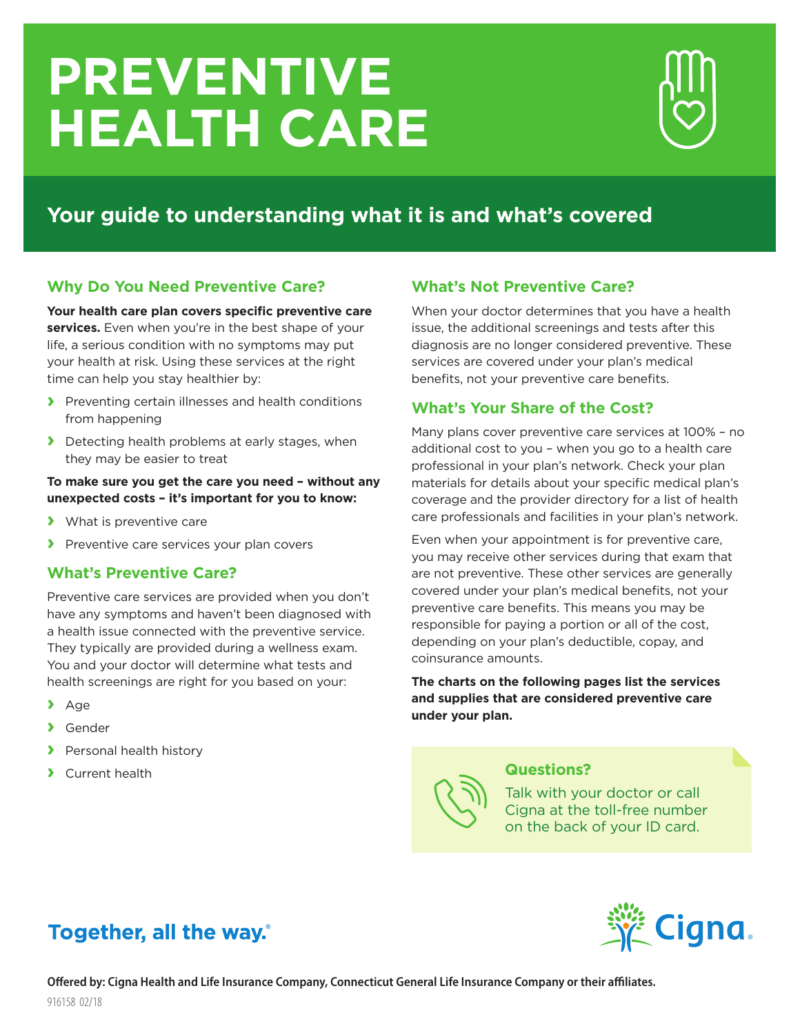# PREVENTIVE HEALTH CARE

## Your guide to understanding what it is and what's covered

### Why Do You Need Preventive Care?

**Your health care plan covers specific preventive care services.** Even when you're in the best shape of your life, a serious condition with no symptoms may put your health at risk. Using these services at the right time can help you stay healthier by:

- Preventing certain illnesses and health conditions from happening
- Detecting health problems at early stages, when they may be easier to treat

**To make sure you get the care you need – without any unexpected costs – it's important for you to know:**

- What is preventive care
- Preventive care services your plan covers

### What's Preventive Care?

Preventive care services are provided when you don't have any symptoms and haven't been diagnosed with a health issue connected with the preventive service. They typically are provided during a wellness exam. You and your doctor will determine what tests and health screenings are right for you based on your:

- Age
- Gender
- Personal health history
- Current health

### What's Not Preventive Care?

When your doctor determines that you have a health issue, the additional screenings and tests after this diagnosis are no longer considered preventive. These services are covered under your plan's medical benefits, not your preventive care benefits.

### What's Your Share of the Cost?

Many plans cover preventive care services at 100% – no additional cost to you – when you go to a health care professional in your plan's network. Check your plan materials for details about your specific medical plan's coverage and the provider directory for a list of health care professionals and facilities in your plan's network.

Even when your appointment is for preventive care, you may receive other services during that exam that are not preventive. These other services are generally covered under your plan's medical benefits, not your preventive care benefits. This means you may be responsible for paying a portion or all of the cost, depending on your plan's deductible, copay, and coinsurance amounts.

**The charts on the following pages list the services and supplies that are considered preventive care under your plan.**

**Questions?**

Talk with your doctor or call Cigna at the toll-free number on the back of your ID card.

Together, all the way.®

Cigna.

**Offered by: Cigna Health and Life Insurance Company, Connecticut General Life Insurance Company or their affiliates.**

916158 02/18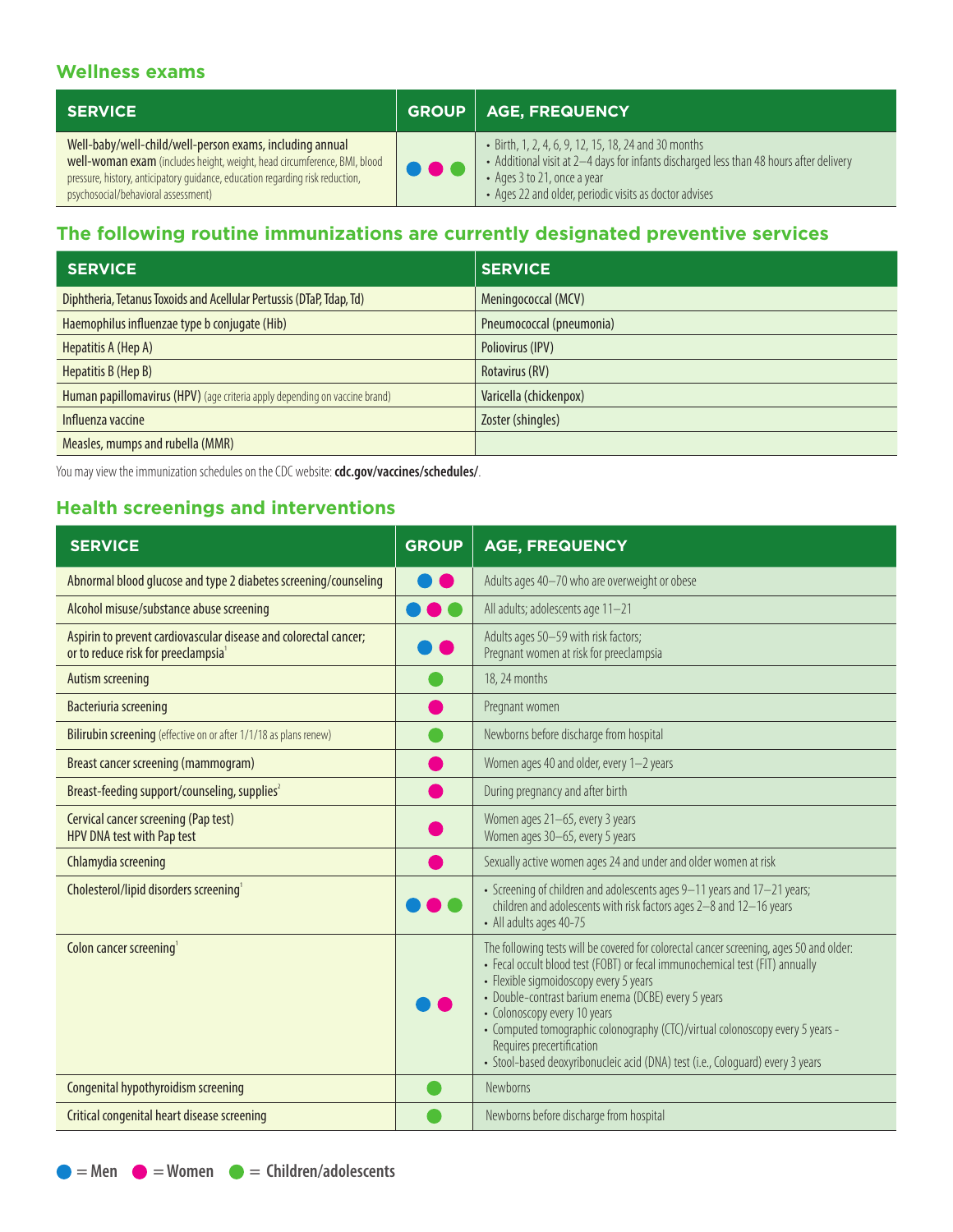## Wellness exams

| SERVICE | GROUP | AGE, FREQUENCY |
|---|---|---|
| Well-baby/well-child/well-person exams, including annual **well-woman exam** (includes height, weight, head circumference, BMI, blood pressure, history, anticipatory guidance, education regarding risk reduction, psychosocial/behavioral assessment) | Men, Women, Children/adolescents | • Birth, 1, 2, 4, 6, 9, 12, 15, 18, 24 and 30 months<br>• Additional visit at 2–4 days for infants discharged less than 48 hours after delivery<br>• Ages 3 to 21, once a year<br>• Ages 22 and older, periodic visits as doctor advises |

## The following routine immunizations are currently designated preventive services

| SERVICE | SERVICE |
|---|---|
| Diphtheria, Tetanus Toxoids and Acellular Pertussis (DTaP, Tdap, Td) | Meningococcal (MCV) |
| Haemophilus influenzae type b conjugate (Hib) | Pneumococcal (pneumonia) |
| Hepatitis A (Hep A) | Poliovirus (IPV) |
| Hepatitis B (Hep B) | Rotavirus (RV) |
| Human papillomavirus (HPV) (age criteria apply depending on vaccine brand) | Varicella (chickenpox) |
| Influenza vaccine | Zoster (shingles) |
| Measles, mumps and rubella (MMR) | |

You may view the immunization schedules on the CDC website: **cdc.gov/vaccines/schedules/**.

## Health screenings and interventions

| SERVICE | GROUP | AGE, FREQUENCY |
|---|---|---|
| Abnormal blood glucose and type 2 diabetes screening/counseling | Men, Women | Adults ages 40–70 who are overweight or obese |
| Alcohol misuse/substance abuse screening | Men, Women, Children/adolescents | All adults; adolescents age 11–21 |
| Aspirin to prevent cardiovascular disease and colorectal cancer; or to reduce risk for preeclampsia[1] | Men, Women | Adults ages 50–59 with risk factors;<br>Pregnant women at risk for preeclampsia |
| Autism screening | Children/adolescents | 18, 24 months |
| Bacteriuria screening | Women | Pregnant women |
| Bilirubin screening (effective on or after 1/1/18 as plans renew) | Children/adolescents | Newborns before discharge from hospital |
| Breast cancer screening (mammogram) | Women | Women ages 40 and older, every 1–2 years |
| Breast-feeding support/counseling, supplies[2] | Women | During pregnancy and after birth |
| Cervical cancer screening (Pap test)<br>HPV DNA test with Pap test | Women | Women ages 21–65, every 3 years<br>Women ages 30–65, every 5 years |
| Chlamydia screening | Women | Sexually active women ages 24 and under and older women at risk |
| Cholesterol/lipid disorders screening[1] | Men, Women, Children/adolescents | • Screening of children and adolescents ages 9–11 years and 17–21 years; children and adolescents with risk factors ages 2–8 and 12–16 years<br>• All adults ages 40-75 |
| Colon cancer screening[1] | Men, Women | The following tests will be covered for colorectal cancer screening, ages 50 and older:<br>• Fecal occult blood test (FOBT) or fecal immunochemical test (FIT) annually<br>• Flexible sigmoidoscopy every 5 years<br>• Double-contrast barium enema (DCBE) every 5 years<br>• Colonoscopy every 10 years<br>• Computed tomographic colonography (CTC)/virtual colonoscopy every 5 years - Requires precertification<br>• Stool-based deoxyribonucleic acid (DNA) test (i.e., Cologuard) every 3 years |
| Congenital hypothyroidism screening | Children/adolescents | Newborns |
| Critical congenital heart disease screening | Children/adolescents | Newborns before discharge from hospital |

● = Men ● = Women ● = Children/adolescents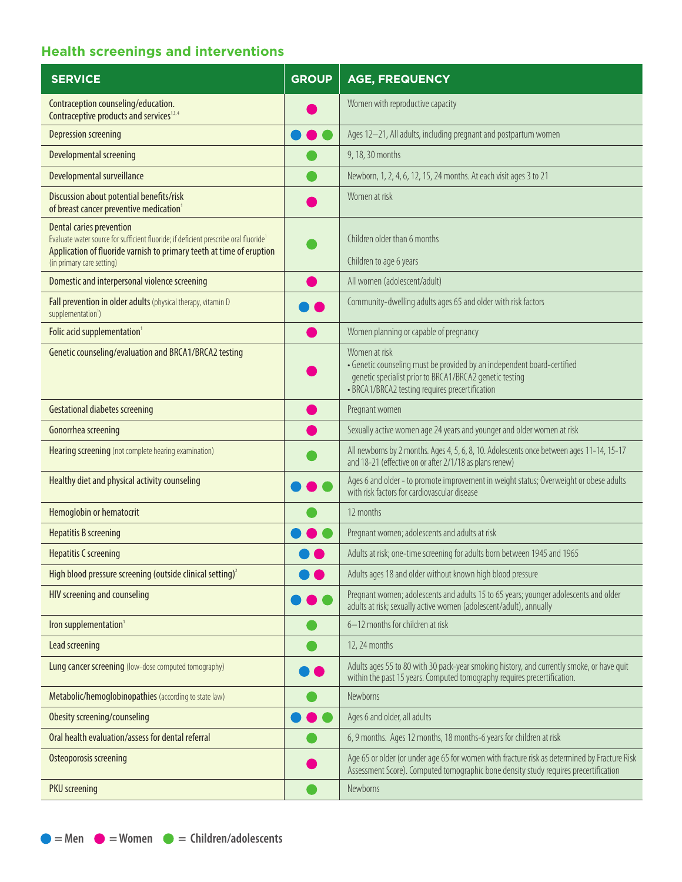## Health screenings and interventions

| SERVICE | GROUP | AGE, FREQUENCY |
|---|---|---|
| Contraception counseling/education. Contraceptive products and services[1,3,4] | Women | Women with reproductive capacity |
| Depression screening | Men, Women, Children/adolescents | Ages 12–21, All adults, including pregnant and postpartum women |
| Developmental screening | Children/adolescents | 9, 18, 30 months |
| Developmental surveillance | Children/adolescents | Newborn, 1, 2, 4, 6, 12, 15, 24 months. At each visit ages 3 to 21 |
| Discussion about potential benefits/risk of breast cancer preventive medication[1] | Women | Women at risk |
| Dental caries prevention<br>Evaluate water source for sufficient fluoride; if deficient prescribe oral fluoride[1]<br>Application of fluoride varnish to primary teeth at time of eruption (in primary care setting) | Children/adolescents | Children older than 6 months<br>Children to age 6 years |
| Domestic and interpersonal violence screening | Women | All women (adolescent/adult) |
| Fall prevention in older adults (physical therapy, vitamin D supplementation[1]) | Men, Women | Community-dwelling adults ages 65 and older with risk factors |
| Folic acid supplementation[1] | Women | Women planning or capable of pregnancy |
| Genetic counseling/evaluation and BRCA1/BRCA2 testing | Women | Women at risk<br>• Genetic counseling must be provided by an independent board-certified genetic specialist prior to BRCA1/BRCA2 genetic testing<br>• BRCA1/BRCA2 testing requires precertification |
| Gestational diabetes screening | Women | Pregnant women |
| Gonorrhea screening | Women | Sexually active women age 24 years and younger and older women at risk |
| Hearing screening (not complete hearing examination) | Children/adolescents | All newborns by 2 months. Ages 4, 5, 6, 8, 10. Adolescents once between ages 11-14, 15-17 and 18-21 (effective on or after 2/1/18 as plans renew) |
| Healthy diet and physical activity counseling | Men, Women, Children/adolescents | Ages 6 and older - to promote improvement in weight status; Overweight or obese adults with risk factors for cardiovascular disease |
| Hemoglobin or hematocrit | Children/adolescents | 12 months |
| Hepatitis B screening | Men, Women, Children/adolescents | Pregnant women; adolescents and adults at risk |
| Hepatitis C screening | Men, Women | Adults at risk; one-time screening for adults born between 1945 and 1965 |
| High blood pressure screening (outside clinical setting)[2] | Men, Women | Adults ages 18 and older without known high blood pressure |
| HIV screening and counseling | Men, Women, Children/adolescents | Pregnant women; adolescents and adults 15 to 65 years; younger adolescents and older adults at risk; sexually active women (adolescent/adult), annually |
| Iron supplementation[1] | Children/adolescents | 6–12 months for children at risk |
| Lead screening | Children/adolescents | 12, 24 months |
| Lung cancer screening (low-dose computed tomography) | Men, Women | Adults ages 55 to 80 with 30 pack-year smoking history, and currently smoke, or have quit within the past 15 years. Computed tomography requires precertification. |
| Metabolic/hemoglobinopathies (according to state law) | Children/adolescents | Newborns |
| Obesity screening/counseling | Men, Women, Children/adolescents | Ages 6 and older, all adults |
| Oral health evaluation/assess for dental referral | Children/adolescents | 6, 9 months. Ages 12 months, 18 months-6 years for children at risk |
| Osteoporosis screening | Women | Age 65 or older (or under age 65 for women with fracture risk as determined by Fracture Risk Assessment Score). Computed tomographic bone density study requires precertification |
| PKU screening | Children/adolescents | Newborns |

● = Men ● = Women ● = Children/adolescents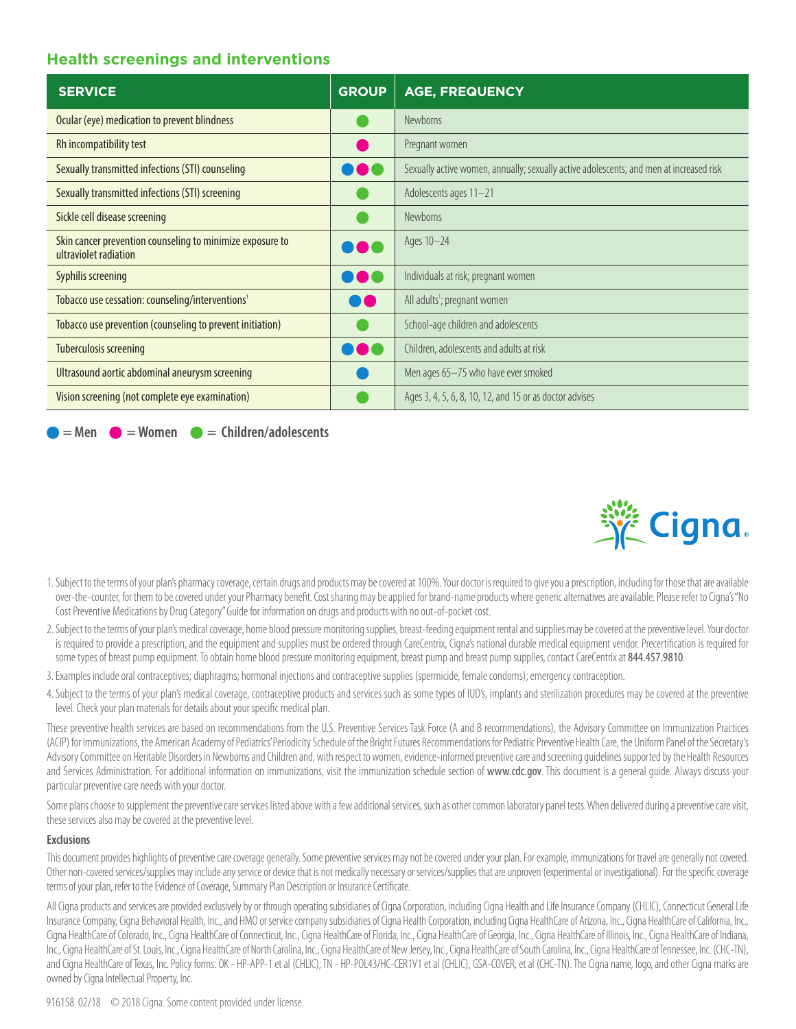## Health screenings and interventions

| SERVICE | GROUP | AGE, FREQUENCY |
|---|---|---|
| Ocular (eye) medication to prevent blindness | Children/adolescents | Newborns |
| Rh incompatibility test | Women | Pregnant women |
| Sexually transmitted infections (STI) counseling | Men, Women, Children/adolescents | Sexually active women, annually; sexually active adolescents; and men at increased risk |
| Sexually transmitted infections (STI) screening | Children/adolescents | Adolescents ages 11–21 |
| Sickle cell disease screening | Children/adolescents | Newborns |
| Skin cancer prevention counseling to minimize exposure to ultraviolet radiation | Men, Women, Children/adolescents | Ages 10–24 |
| Syphilis screening | Men, Women, Children/adolescents | Individuals at risk; pregnant women |
| Tobacco use cessation: counseling/interventions[1] | Men, Women | All adults[1]; pregnant women |
| Tobacco use prevention (counseling to prevent initiation) | Children/adolescents | School-age children and adolescents |
| Tuberculosis screening | Men, Women, Children/adolescents | Children, adolescents and adults at risk |
| Ultrasound aortic abdominal aneurysm screening | Men | Men ages 65–75 who have ever smoked |
| Vision screening (not complete eye examination) | Children/adolescents | Ages 3, 4, 5, 6, 8, 10, 12, and 15 or as doctor advises |

● = Men ● = Women ● = Children/adolescents

Cigna.

1. Subject to the terms of your plan's pharmacy coverage, certain drugs and products may be covered at 100%. Your doctor is required to give you a prescription, including for those that are available over-the-counter, for them to be covered under your Pharmacy benefit. Cost sharing may be applied for brand-name products where generic alternatives are available. Please refer to Cigna's "No Cost Preventive Medications by Drug Category" Guide for information on drugs and products with no out-of-pocket cost.
2. Subject to the terms of your plan's medical coverage, home blood pressure monitoring supplies, breast-feeding equipment rental and supplies may be covered at the preventive level. Your doctor is required to provide a prescription, and the equipment and supplies must be ordered through CareCentrix, Cigna's national durable medical equipment vendor. Precertification is required for some types of breast pump equipment. To obtain home blood pressure monitoring equipment, breast pump and breast pump supplies, contact CareCentrix at **844.457.9810**.
3. Examples include oral contraceptives; diaphragms; hormonal injections and contraceptive supplies (spermicide, female condoms); emergency contraception.
4. Subject to the terms of your plan's medical coverage, contraceptive products and services such as some types of IUD's, implants and sterilization procedures may be covered at the preventive level. Check your plan materials for details about your specific medical plan.

These preventive health services are based on recommendations from the U.S. Preventive Services Task Force (A and B recommendations), the Advisory Committee on Immunization Practices (ACIP) for immunizations, the American Academy of Pediatrics' Periodicity Schedule of the Bright Futures Recommendations for Pediatric Preventive Health Care, the Uniform Panel of the Secretary's Advisory Committee on Heritable Disorders in Newborns and Children and, with respect to women, evidence-informed preventive care and screening guidelines supported by the Health Resources and Services Administration. For additional information on immunizations, visit the immunization schedule section of **www.cdc.gov**. This document is a general guide. Always discuss your particular preventive care needs with your doctor.

Some plans choose to supplement the preventive care services listed above with a few additional services, such as other common laboratory panel tests. When delivered during a preventive care visit, these services also may be covered at the preventive level.

**Exclusions**

This document provides highlights of preventive care coverage generally. Some preventive services may not be covered under your plan. For example, immunizations for travel are generally not covered. Other non-covered services/supplies may include any service or device that is not medically necessary or services/supplies that are unproven (experimental or investigational). For the specific coverage terms of your plan, refer to the Evidence of Coverage, Summary Plan Description or Insurance Certificate.

All Cigna products and services are provided exclusively by or through operating subsidiaries of Cigna Corporation, including Cigna Health and Life Insurance Company (CHLIC), Connecticut General Life Insurance Company, Cigna Behavioral Health, Inc., and HMO or service company subsidiaries of Cigna Health Corporation, including Cigna HealthCare of Arizona, Inc., Cigna HealthCare of California, Inc., Cigna HealthCare of Colorado, Inc., Cigna HealthCare of Connecticut, Inc., Cigna HealthCare of Florida, Inc., Cigna HealthCare of Georgia, Inc., Cigna HealthCare of Illinois, Inc., Cigna HealthCare of Indiana, Inc., Cigna HealthCare of St. Louis, Inc., Cigna HealthCare of North Carolina, Inc., Cigna HealthCare of New Jersey, Inc., Cigna HealthCare of South Carolina, Inc., Cigna HealthCare of Tennessee, Inc. (CHC-TN), and Cigna HealthCare of Texas, Inc. Policy forms: OK - HP-APP-1 et al (CHLIC); TN - HP-POL43/HC-CER1V1 et al (CHLIC), GSA-COVER, et al (CHC-TN). The Cigna name, logo, and other Cigna marks are owned by Cigna Intellectual Property, Inc.

916158 02/18 © 2018 Cigna. Some content provided under license.